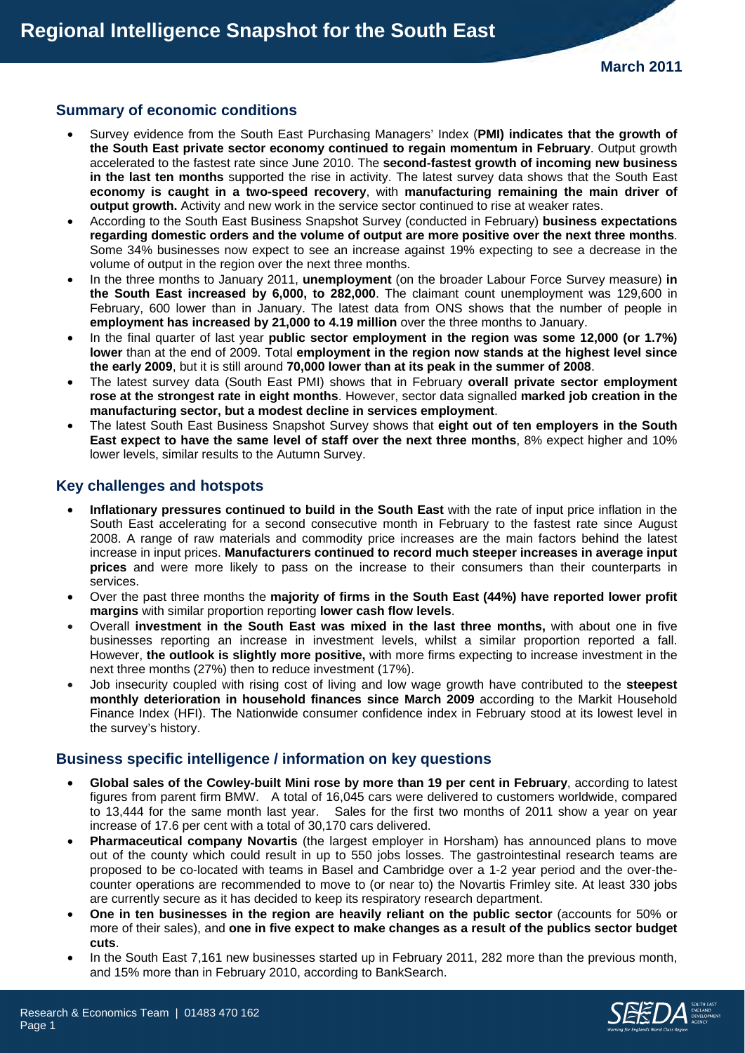# Regional Intelligence Snapshot for the South East

**March 2011**

## Summary of economic conditions

- Survey evidence from the South East Purchasing Managers' Index (**PMI) indicates that the growth of the South East private sector economy continued to regain momentum in February**. Output growth accelerated to the fastest rate since June 2010. The **second-fastest growth of incoming new business in the last ten months** supported the rise in activity. The latest survey data shows that the South East **economy is caught in a two-speed recovery**, with **manufacturing remaining the main driver of output growth.** Activity and new work in the service sector continued to rise at weaker rates.
- According to the South East Business Snapshot Survey (conducted in February) **business expectations regarding domestic orders and the volume of output are more positive over the next three months**. Some 34% businesses now expect to see an increase against 19% expecting to see a decrease in the volume of output in the region over the next three months.
- In the three months to January 2011, **unemployment** (on the broader Labour Force Survey measure) **in the South East increased by 6,000, to 282,000**. The claimant count unemployment was 129,600 in February, 600 lower than in January. The latest data from ONS shows that the number of people in **employment has increased by 21,000 to 4.19 million** over the three months to January.
- In the final quarter of last year **public sector employment in the region was some 12,000 (or 1.7%) lower** than at the end of 2009. Total **employment in the region now stands at the highest level since the early 2009**, but it is still around **70,000 lower than at its peak in the summer of 2008**.
- The latest survey data (South East PMI) shows that in February **overall private sector employment rose at the strongest rate in eight months**. However, sector data signalled **marked job creation in the manufacturing sector, but a modest decline in services employment**.
- The latest South East Business Snapshot Survey shows that **eight out of ten employers in the South East expect to have the same level of staff over the next three months**, 8% expect higher and 10% lower levels, similar results to the Autumn Survey.

## Key challenges and hotspots

- **Inflationary pressures continued to build in the South East** with the rate of input price inflation in the South East accelerating for a second consecutive month in February to the fastest rate since August 2008. A range of raw materials and commodity price increases are the main factors behind the latest increase in input prices. **Manufacturers continued to record much steeper increases in average input prices** and were more likely to pass on the increase to their consumers than their counterparts in services.
- Over the past three months the **majority of firms in the South East (44%) have reported lower profit margins** with similar proportion reporting **lower cash flow levels**.
- Overall **investment in the South East was mixed in the last three months,** with about one in five businesses reporting an increase in investment levels, whilst a similar proportion reported a fall. However, **the outlook is slightly more positive,** with more firms expecting to increase investment in the next three months (27%) then to reduce investment (17%).
- Job insecurity coupled with rising cost of living and low wage growth have contributed to the **steepest monthly deterioration in household finances since March 2009** according to the Markit Household Finance Index (HFI). The Nationwide consumer confidence index in February stood at its lowest level in the survey's history.

## Business specific intelligence / information on key questions

- **Global sales of the Cowley-built Mini rose by more than 19 per cent in February**, according to latest figures from parent firm BMW. A total of 16,045 cars were delivered to customers worldwide, compared to 13,444 for the same month last year. Sales for the first two months of 2011 show a year on year increase of 17.6 per cent with a total of 30,170 cars delivered.
- **Pharmaceutical company Novartis** (the largest employer in Horsham) has announced plans to move out of the county which could result in up to 550 jobs losses. The gastrointestinal research teams are proposed to be co-located with teams in Basel and Cambridge over a 1-2 year period and the over-the-counter operations are recommended to move to (or near to) the Novartis Frimley site. At least 330 jobs are currently secure as it has decided to keep its respiratory research department.
- **One in ten businesses in the region are heavily reliant on the public sector** (accounts for 50% or more of their sales), and **one in five expect to make changes as a result of the publics sector budget cuts**.
- In the South East 7,161 new businesses started up in February 2011, 282 more than the previous month, and 15% more than in February 2010, according to BankSearch.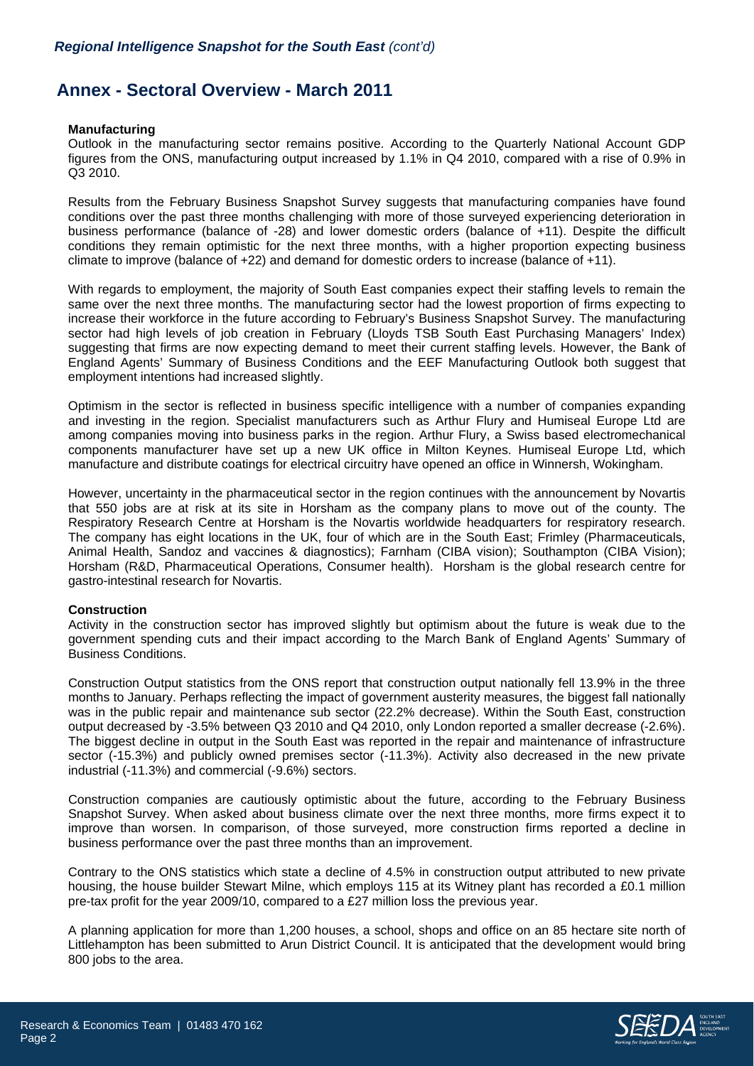## Annex - Sectoral Overview - March 2011

**Manufacturing**

Outlook in the manufacturing sector remains positive. According to the Quarterly National Account GDP figures from the ONS, manufacturing output increased by 1.1% in Q4 2010, compared with a rise of 0.9% in Q3 2010.

Results from the February Business Snapshot Survey suggests that manufacturing companies have found conditions over the past three months challenging with more of those surveyed experiencing deterioration in business performance (balance of -28) and lower domestic orders (balance of +11). Despite the difficult conditions they remain optimistic for the next three months, with a higher proportion expecting business climate to improve (balance of +22) and demand for domestic orders to increase (balance of +11).

With regards to employment, the majority of South East companies expect their staffing levels to remain the same over the next three months. The manufacturing sector had the lowest proportion of firms expecting to increase their workforce in the future according to February's Business Snapshot Survey. The manufacturing sector had high levels of job creation in February (Lloyds TSB South East Purchasing Managers' Index) suggesting that firms are now expecting demand to meet their current staffing levels. However, the Bank of England Agents' Summary of Business Conditions and the EEF Manufacturing Outlook both suggest that employment intentions had increased slightly.

Optimism in the sector is reflected in business specific intelligence with a number of companies expanding and investing in the region. Specialist manufacturers such as Arthur Flury and Humiseal Europe Ltd are among companies moving into business parks in the region. Arthur Flury, a Swiss based electromechanical components manufacturer have set up a new UK office in Milton Keynes. Humiseal Europe Ltd, which manufacture and distribute coatings for electrical circuitry have opened an office in Winnersh, Wokingham.

However, uncertainty in the pharmaceutical sector in the region continues with the announcement by Novartis that 550 jobs are at risk at its site in Horsham as the company plans to move out of the county. The Respiratory Research Centre at Horsham is the Novartis worldwide headquarters for respiratory research. The company has eight locations in the UK, four of which are in the South East; Frimley (Pharmaceuticals, Animal Health, Sandoz and vaccines & diagnostics); Farnham (CIBA vision); Southampton (CIBA Vision); Horsham (R&D, Pharmaceutical Operations, Consumer health). Horsham is the global research centre for gastro-intestinal research for Novartis.

**Construction**

Activity in the construction sector has improved slightly but optimism about the future is weak due to the government spending cuts and their impact according to the March Bank of England Agents' Summary of Business Conditions.

Construction Output statistics from the ONS report that construction output nationally fell 13.9% in the three months to January. Perhaps reflecting the impact of government austerity measures, the biggest fall nationally was in the public repair and maintenance sub sector (22.2% decrease). Within the South East, construction output decreased by -3.5% between Q3 2010 and Q4 2010, only London reported a smaller decrease (-2.6%). The biggest decline in output in the South East was reported in the repair and maintenance of infrastructure sector (-15.3%) and publicly owned premises sector (-11.3%). Activity also decreased in the new private industrial (-11.3%) and commercial (-9.6%) sectors.

Construction companies are cautiously optimistic about the future, according to the February Business Snapshot Survey. When asked about business climate over the next three months, more firms expect it to improve than worsen. In comparison, of those surveyed, more construction firms reported a decline in business performance over the past three months than an improvement.

Contrary to the ONS statistics which state a decline of 4.5% in construction output attributed to new private housing, the house builder Stewart Milne, which employs 115 at its Witney plant has recorded a £0.1 million pre-tax profit for the year 2009/10, compared to a £27 million loss the previous year.

A planning application for more than 1,200 houses, a school, shops and office on an 85 hectare site north of Littlehampton has been submitted to Arun District Council. It is anticipated that the development would bring 800 jobs to the area.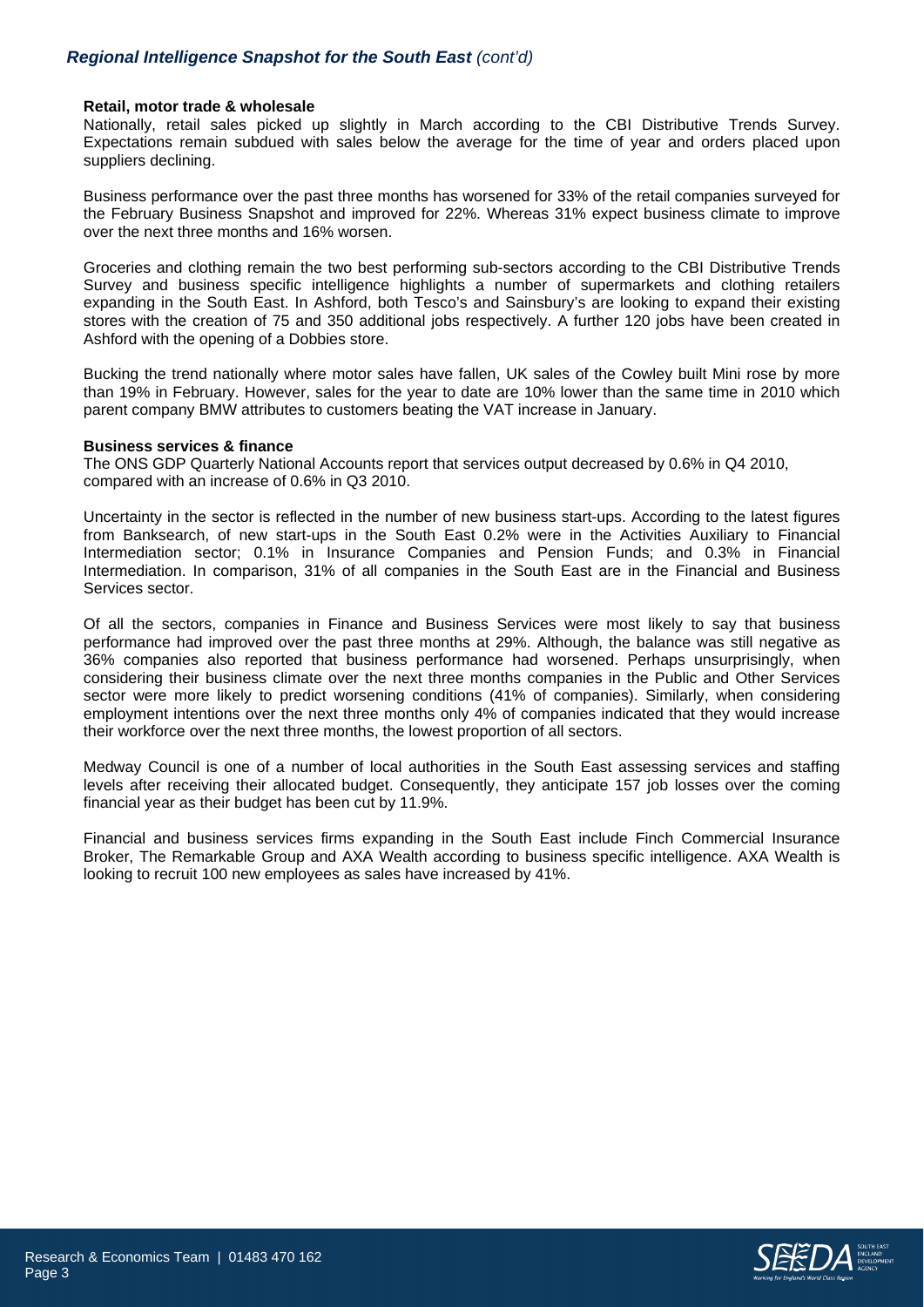## Regional Intelligence Snapshot for the South East *(cont'd)*

**Retail, motor trade & wholesale**

Nationally, retail sales picked up slightly in March according to the CBI Distributive Trends Survey. Expectations remain subdued with sales below the average for the time of year and orders placed upon suppliers declining.

Business performance over the past three months has worsened for 33% of the retail companies surveyed for the February Business Snapshot and improved for 22%. Whereas 31% expect business climate to improve over the next three months and 16% worsen.

Groceries and clothing remain the two best performing sub-sectors according to the CBI Distributive Trends Survey and business specific intelligence highlights a number of supermarkets and clothing retailers expanding in the South East. In Ashford, both Tesco's and Sainsbury's are looking to expand their existing stores with the creation of 75 and 350 additional jobs respectively. A further 120 jobs have been created in Ashford with the opening of a Dobbies store.

Bucking the trend nationally where motor sales have fallen, UK sales of the Cowley built Mini rose by more than 19% in February. However, sales for the year to date are 10% lower than the same time in 2010 which parent company BMW attributes to customers beating the VAT increase in January.

**Business services & finance**

The ONS GDP Quarterly National Accounts report that services output decreased by 0.6% in Q4 2010, compared with an increase of 0.6% in Q3 2010.

Uncertainty in the sector is reflected in the number of new business start-ups. According to the latest figures from Banksearch, of new start-ups in the South East 0.2% were in the Activities Auxiliary to Financial Intermediation sector; 0.1% in Insurance Companies and Pension Funds; and 0.3% in Financial Intermediation. In comparison, 31% of all companies in the South East are in the Financial and Business Services sector.

Of all the sectors, companies in Finance and Business Services were most likely to say that business performance had improved over the past three months at 29%. Although, the balance was still negative as 36% companies also reported that business performance had worsened. Perhaps unsurprisingly, when considering their business climate over the next three months companies in the Public and Other Services sector were more likely to predict worsening conditions (41% of companies). Similarly, when considering employment intentions over the next three months only 4% of companies indicated that they would increase their workforce over the next three months, the lowest proportion of all sectors.

Medway Council is one of a number of local authorities in the South East assessing services and staffing levels after receiving their allocated budget. Consequently, they anticipate 157 job losses over the coming financial year as their budget has been cut by 11.9%.

Financial and business services firms expanding in the South East include Finch Commercial Insurance Broker, The Remarkable Group and AXA Wealth according to business specific intelligence. AXA Wealth is looking to recruit 100 new employees as sales have increased by 41%.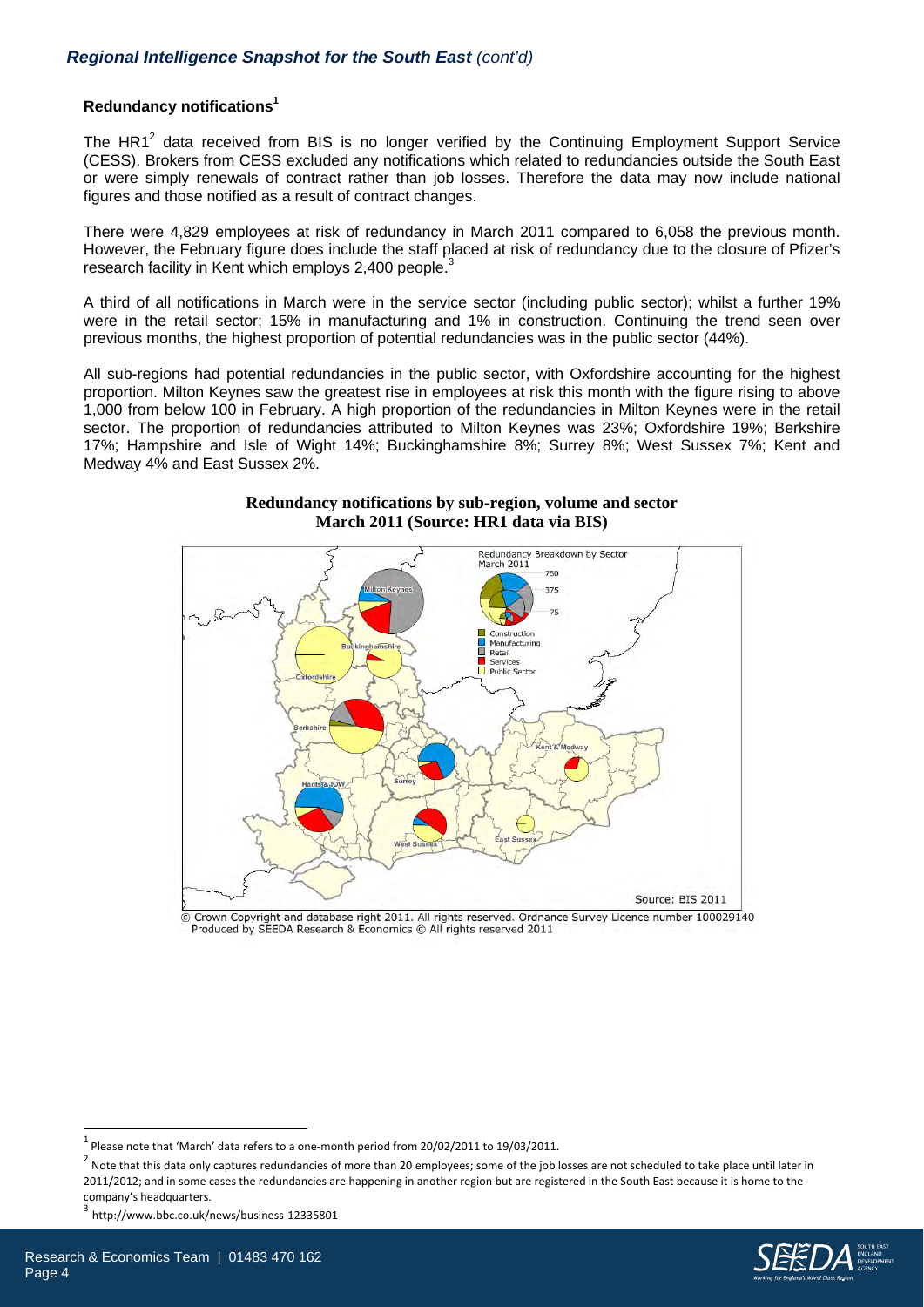### *Regional Intelligence Snapshot for the South East (cont'd)*

**Redundancy notifications[1]**

The HR1[2] data received from BIS is no longer verified by the Continuing Employment Support Service (CESS). Brokers from CESS excluded any notifications which related to redundancies outside the South East or were simply renewals of contract rather than job losses. Therefore the data may now include national figures and those notified as a result of contract changes.

There were 4,829 employees at risk of redundancy in March 2011 compared to 6,058 the previous month. However, the February figure does include the staff placed at risk of redundancy due to the closure of Pfizer's research facility in Kent which employs 2,400 people.[3]

A third of all notifications in March were in the service sector (including public sector); whilst a further 19% were in the retail sector; 15% in manufacturing and 1% in construction. Continuing the trend seen over previous months, the highest proportion of potential redundancies was in the public sector (44%).

All sub-regions had potential redundancies in the public sector, with Oxfordshire accounting for the highest proportion. Milton Keynes saw the greatest rise in employees at risk this month with the figure rising to above 1,000 from below 100 in February. A high proportion of the redundancies in Milton Keynes were in the retail sector. The proportion of redundancies attributed to Milton Keynes was 23%; Oxfordshire 19%; Berkshire 17%; Hampshire and Isle of Wight 14%; Buckinghamshire 8%; Surrey 8%; West Sussex 7%; Kent and Medway 4% and East Sussex 2%.

**Redundancy notifications by sub-region, volume and sector March 2011 (Source: HR1 data via BIS)**

Redundancy Breakdown by Sector
March 2011

750
375
75

Construction
Manufacturing
Retail
Services
Public Sector

Milton Keynes
Buckinghamshire
Oxfordshire
Berkshire
Kent & Medway
Surrey
Hants & IOW
West Sussex
East Sussex

Source: BIS 2011

© Crown Copyright and database right 2011. All rights reserved. Ordnance Survey Licence number 100029140
Produced by SEEDA Research & Economics © All rights reserved 2011

---

[1] Please note that 'March' data refers to a one-month period from 20/02/2011 to 19/03/2011.

[2] Note that this data only captures redundancies of more than 20 employees; some of the job losses are not scheduled to take place until later in 2011/2012; and in some cases the redundancies are happening in another region but are registered in the South East because it is home to the company's headquarters.

[3] http://www.bbc.co.uk/news/business-12335801